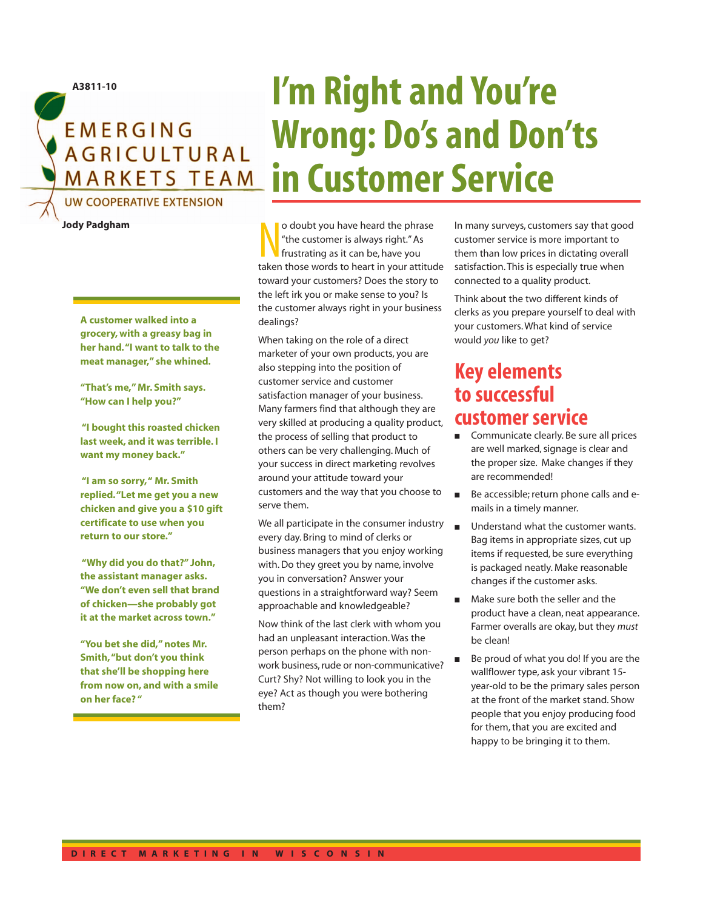A3811-10

EMERGING AGRICULTURAL MARKETS TEAM

UW COOPERATIVE EXTENSION

# I'm Right and You're Wrong: Do's and Don'ts in Customer Service

**Jody Padgham**

**A customer walked into a grocery, with a greasy bag in her hand. "I want to talk to the meat manager," she whined.**

**"That's me," Mr. Smith says. "How can I help you?"**

**"I bought this roasted chicken last week, and it was terrible. I want my money back."**

**"I am so sorry," Mr. Smith replied. "Let me get you a new chicken and give you a $10 gift certificate to use when you return to our store."**

**"Why did you do that?" John, the assistant manager asks. "We don't even sell that brand of chicken—she probably got it at the market across town."**

**"You bet she did," notes Mr. Smith, "but don't you think that she'll be shopping here from now on, and with a smile on her face?"**

No doubt you have heard the phrase "the customer is always right." As frustrating as it can be, have you taken those words to heart in your attitude toward your customers? Does the story to the left irk you or make sense to you? Is the customer always right in your business dealings?

When taking on the role of a direct marketer of your own products, you are also stepping into the position of customer service and customer satisfaction manager of your business. Many farmers find that although they are very skilled at producing a quality product, the process of selling that product to others can be very challenging. Much of your success in direct marketing revolves around your attitude toward your customers and the way that you choose to serve them.

We all participate in the consumer industry every day. Bring to mind of clerks or business managers that you enjoy working with. Do they greet you by name, involve you in conversation? Answer your questions in a straightforward way? Seem approachable and knowledgeable?

Now think of the last clerk with whom you had an unpleasant interaction. Was the person perhaps on the phone with non-work business, rude or non-communicative? Curt? Shy? Not willing to look you in the eye? Act as though you were bothering them?

In many surveys, customers say that good customer service is more important to them than low prices in dictating overall satisfaction. This is especially true when connected to a quality product.

Think about the two different kinds of clerks as you prepare yourself to deal with your customers. What kind of service would *you* like to get?

## Key elements to successful customer service

- Communicate clearly. Be sure all prices are well marked, signage is clear and the proper size. Make changes if they are recommended!
- Be accessible; return phone calls and e-mails in a timely manner.
- Understand what the customer wants. Bag items in appropriate sizes, cut up items if requested, be sure everything is packaged neatly. Make reasonable changes if the customer asks.
- Make sure both the seller and the product have a clean, neat appearance. Farmer overalls are okay, but they *must* be clean!
- Be proud of what you do! If you are the wallflower type, ask your vibrant 15-year-old to be the primary sales person at the front of the market stand. Show people that you enjoy producing food for them, that you are excited and happy to be bringing it to them.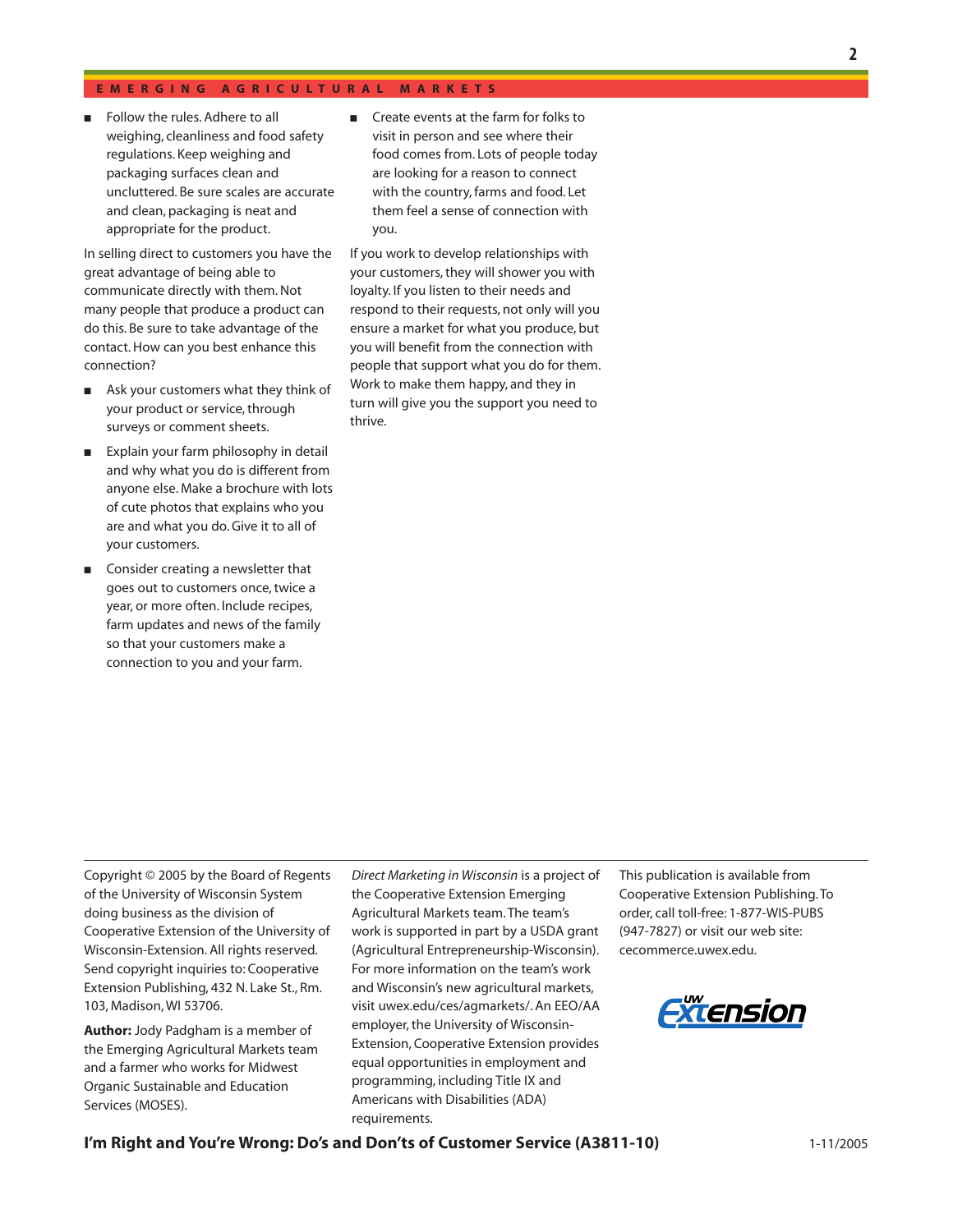- Follow the rules. Adhere to all weighing, cleanliness and food safety regulations. Keep weighing and packaging surfaces clean and uncluttered. Be sure scales are accurate and clean, packaging is neat and appropriate for the product.

In selling direct to customers you have the great advantage of being able to communicate directly with them. Not many people that produce a product can do this. Be sure to take advantage of the contact. How can you best enhance this connection?

- Ask your customers what they think of your product or service, through surveys or comment sheets.
- Explain your farm philosophy in detail and why what you do is different from anyone else. Make a brochure with lots of cute photos that explains who you are and what you do. Give it to all of your customers.
- Consider creating a newsletter that goes out to customers once, twice a year, or more often. Include recipes, farm updates and news of the family so that your customers make a connection to you and your farm.
- Create events at the farm for folks to visit in person and see where their food comes from. Lots of people today are looking for a reason to connect with the country, farms and food. Let them feel a sense of connection with you.

If you work to develop relationships with your customers, they will shower you with loyalty. If you listen to their needs and respond to their requests, not only will you ensure a market for what you produce, but you will benefit from the connection with people that support what you do for them. Work to make them happy, and they in turn will give you the support you need to thrive.

---

Copyright © 2005 by the Board of Regents of the University of Wisconsin System doing business as the division of Cooperative Extension of the University of Wisconsin-Extension. All rights reserved. Send copyright inquiries to: Cooperative Extension Publishing, 432 N. Lake St., Rm. 103, Madison, WI 53706.

**Author:** Jody Padgham is a member of the Emerging Agricultural Markets team and a farmer who works for Midwest Organic Sustainable and Education Services (MOSES).

*Direct Marketing in Wisconsin* is a project of the Cooperative Extension Emerging Agricultural Markets team. The team's work is supported in part by a USDA grant (Agricultural Entrepreneurship-Wisconsin). For more information on the team's work and Wisconsin's new agricultural markets, visit uwex.edu/ces/agmarkets/. An EEO/AA employer, the University of Wisconsin-Extension, Cooperative Extension provides equal opportunities in employment and programming, including Title IX and Americans with Disabilities (ADA) requirements.

This publication is available from Cooperative Extension Publishing. To order, call toll-free: 1-877-WIS-PUBS (947-7827) or visit our web site: cecommerce.uwex.edu.

UW Extension

**I'm Right and You're Wrong: Do's and Don'ts of Customer Service (A3811-10)**

1-11/2005